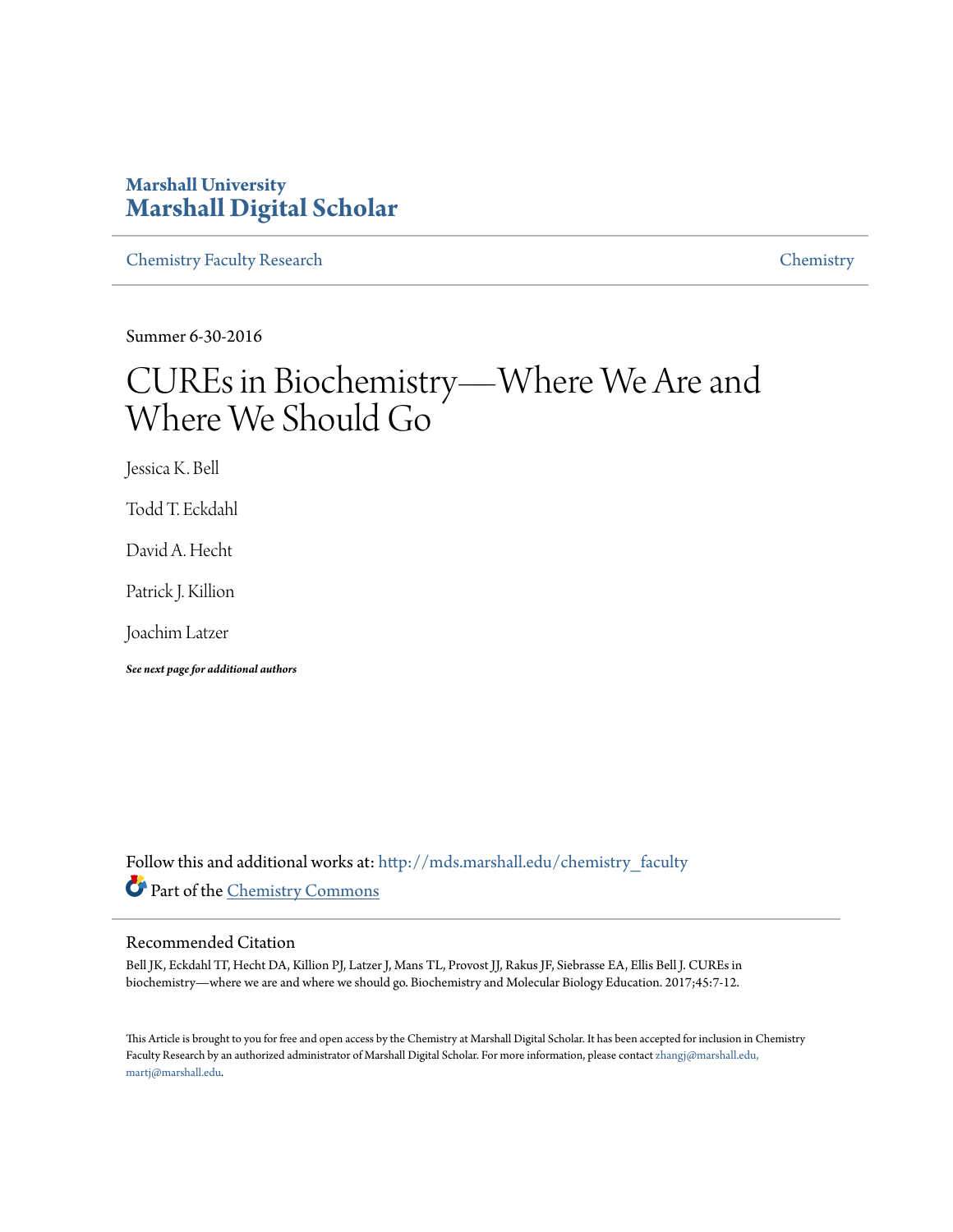Marshall University
# Marshall Digital Scholar

Chemistry Faculty Research | Chemistry

Summer 6-30-2016

# CUREs in Biochemistry—Where We Are and Where We Should Go

Jessica K. Bell

Todd T. Eckdahl

David A. Hecht

Patrick J. Killion

Joachim Latzer

***See next page for additional authors***

Follow this and additional works at: http://mds.marshall.edu/chemistry_faculty

Part of the Chemistry Commons

## Recommended Citation

Bell JK, Eckdahl TT, Hecht DA, Killion PJ, Latzer J, Mans TL, Provost JJ, Rakus JF, Siebrasse EA, Ellis Bell J. CUREs in biochemistry—where we are and where we should go. Biochemistry and Molecular Biology Education. 2017;45:7-12.

This Article is brought to you for free and open access by the Chemistry at Marshall Digital Scholar. It has been accepted for inclusion in Chemistry Faculty Research by an authorized administrator of Marshall Digital Scholar. For more information, please contact zhangj@marshall.edu, martj@marshall.edu.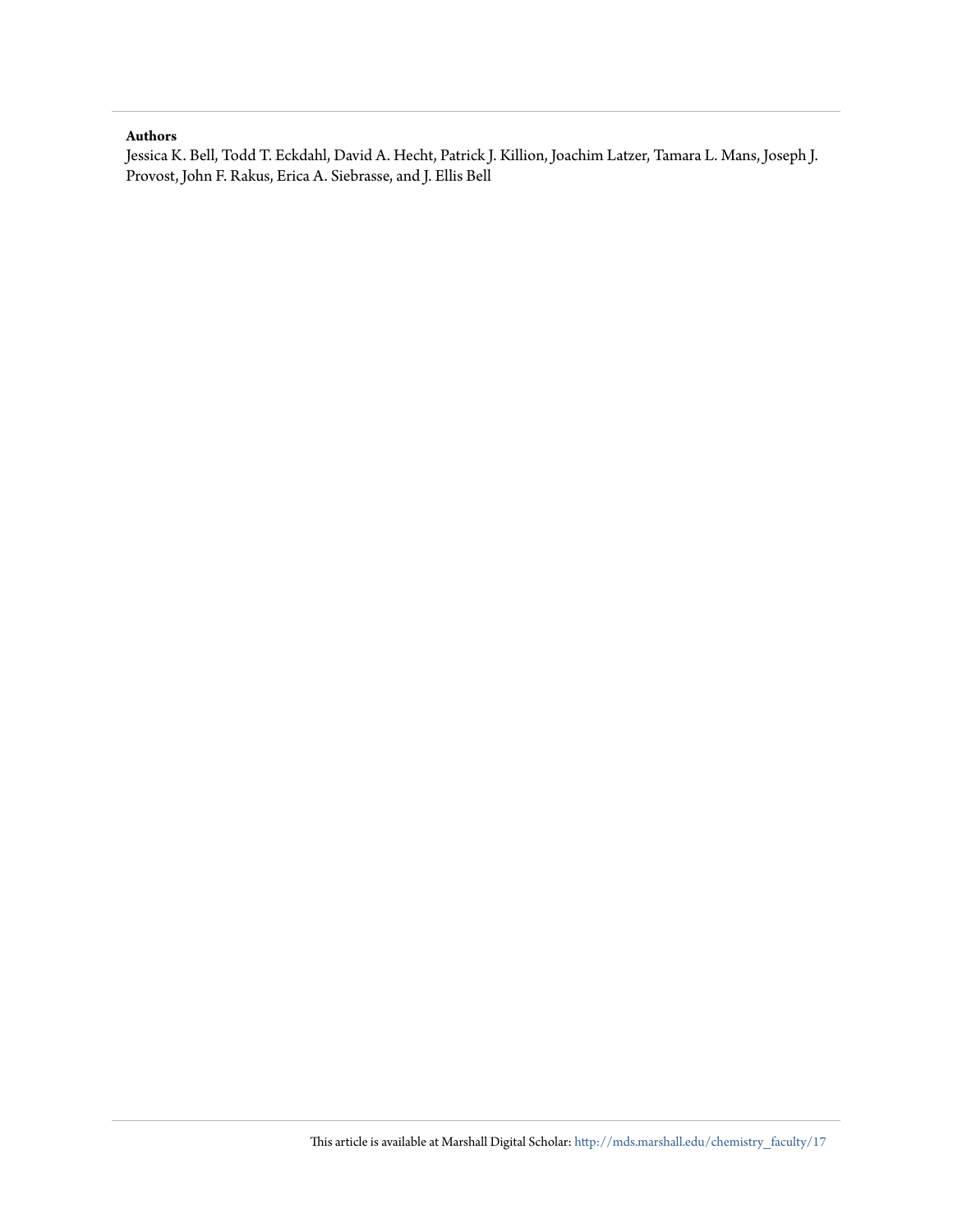**Authors**

Jessica K. Bell, Todd T. Eckdahl, David A. Hecht, Patrick J. Killion, Joachim Latzer, Tamara L. Mans, Joseph J. Provost, John F. Rakus, Erica A. Siebrasse, and J. Ellis Bell

This article is available at Marshall Digital Scholar: http://mds.marshall.edu/chemistry_faculty/17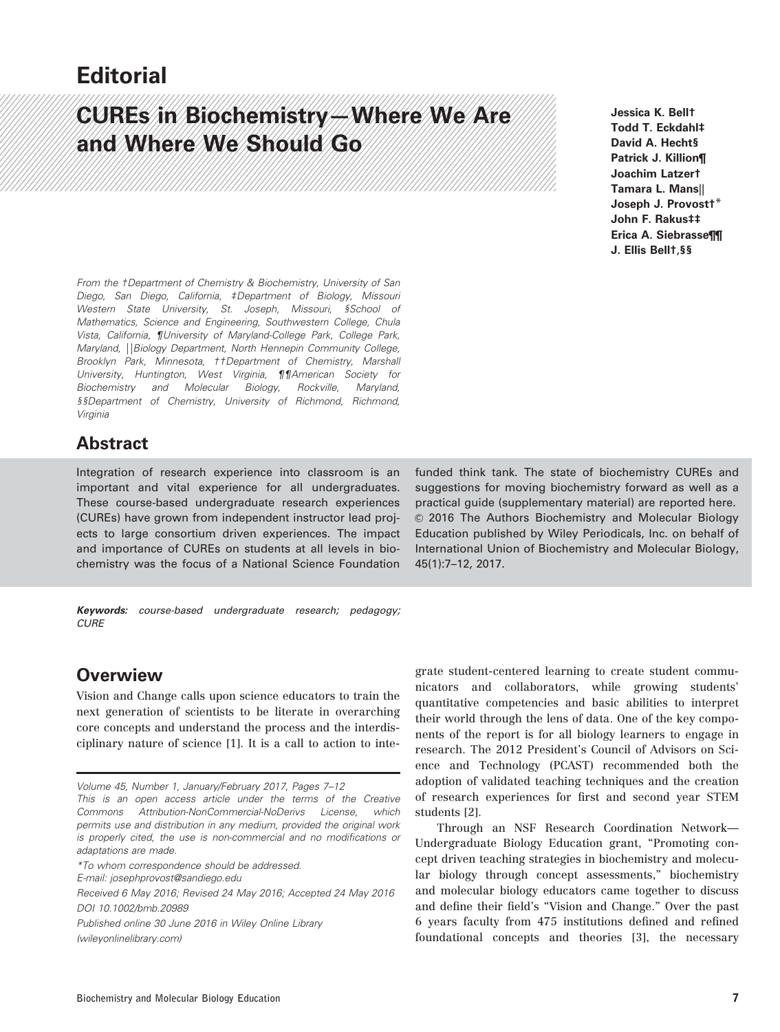# Editorial

# CUREs in Biochemistry—Where We Are and Where We Should Go

**Jessica K. Bell†**
**Todd T. Eckdahl‡**
**David A. Hecht§**
**Patrick J. Killion¶**
**Joachim Latzer†**
**Tamara L. Mans||**
**Joseph J. Provost†***
**John F. Rakus‡‡**
**Erica A. Siebrasse¶¶**
**J. Ellis Bell†,§§**

*From the †Department of Chemistry & Biochemistry, University of San Diego, San Diego, California, ‡Department of Biology, Missouri Western State University, St. Joseph, Missouri, §School of Mathematics, Science and Engineering, Southwestern College, Chula Vista, California, ¶University of Maryland-College Park, College Park, Maryland, ||Biology Department, North Hennepin Community College, Brooklyn Park, Minnesota, ††Department of Chemistry, Marshall University, Huntington, West Virginia, ¶¶American Society for Biochemistry and Molecular Biology, Rockville, Maryland, §§Department of Chemistry, University of Richmond, Richmond, Virginia*

## Abstract

Integration of research experience into classroom is an important and vital experience for all undergraduates. These course-based undergraduate research experiences (CUREs) have grown from independent instructor lead projects to large consortium driven experiences. The impact and importance of CUREs on students at all levels in biochemistry was the focus of a National Science Foundation funded think tank. The state of biochemistry CUREs and suggestions for moving biochemistry forward as well as a practical guide (supplementary material) are reported here. © 2016 The Authors Biochemistry and Molecular Biology Education published by Wiley Periodicals, Inc. on behalf of International Union of Biochemistry and Molecular Biology, 45(1):7–12, 2017.

***Keywords:*** *course-based undergraduate research; pedagogy; CURE*

## Overview

Vision and Change calls upon science educators to train the next generation of scientists to be literate in overarching core concepts and understand the process and the interdisciplinary nature of science [1]. It is a call to action to integrate student-centered learning to create student communicators and collaborators, while growing students' quantitative competencies and basic abilities to interpret their world through the lens of data. One of the key components of the report is for all biology learners to engage in research. The 2012 President's Council of Advisors on Science and Technology (PCAST) recommended both the adoption of validated teaching techniques and the creation of research experiences for first and second year STEM students [2].

Through an NSF Research Coordination Network—Undergraduate Biology Education grant, "Promoting concept driven teaching strategies in biochemistry and molecular biology through concept assessments," biochemistry and molecular biology educators came together to discuss and define their field's "Vision and Change." Over the past 6 years faculty from 475 institutions defined and refined foundational concepts and theories [3], the necessary

*This is an open access article under the terms of the Creative Commons Attribution-NonCommercial-NoDerivs License, which permits use and distribution in any medium, provided the original work is properly cited, the use is non-commercial and no modifications or adaptations are made.*

*\*To whom correspondence should be addressed.*
*E-mail: josephprovost@sandiego.edu*

*Received 6 May 2016; Revised 24 May 2016; Accepted 24 May 2016*
*DOI 10.1002/bmb.20989*

*Published online 30 June 2016 in Wiley Online Library (wileyonlinelibrary.com)*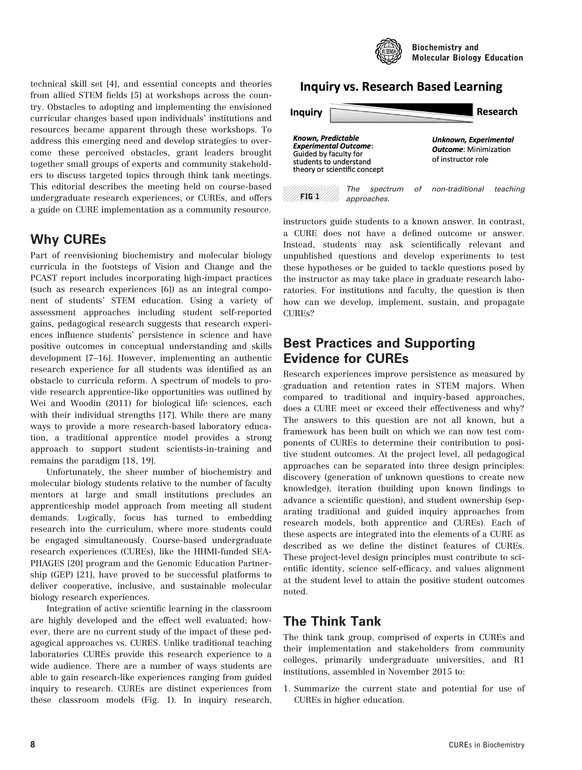technical skill set [4], and essential concepts and theories from allied STEM fields [5] at workshops across the country. Obstacles to adopting and implementing the envisioned curricular changes based upon individuals' institutions and resources became apparent through these workshops. To address this emerging need and develop strategies to overcome these perceived obstacles, grant leaders brought together small groups of experts and community stakeholders to discuss targeted topics through think tank meetings. This editorial describes the meeting held on course-based undergraduate research experiences, or CUREs, and offers a guide on CURE implementation as a community resource.

## Why CUREs

Part of reenvisioning biochemistry and molecular biology curricula in the footsteps of Vision and Change and the PCAST report includes incorporating high-impact practices (such as research experiences [6]) as an integral component of students' STEM education. Using a variety of assessment approaches including student self-reported gains, pedagogical research suggests that research experiences influence students' persistence in science and have positive outcomes in conceptual understanding and skills development [7–16]. However, implementing an authentic research experience for all students was identified as an obstacle to curricula reform. A spectrum of models to provide research apprentice-like opportunities was outlined by Wei and Woodin (2011) for biological life sciences, each with their individual strengths [17]. While there are many ways to provide a more research-based laboratory education, a traditional apprentice model provides a strong approach to support scientists-in-training and remains the paradigm [18, 19].

Unfortunately, the sheer number of biochemistry and molecular biology students relative to the number of faculty mentors at large and small institutions precludes an apprenticeship model approach from meeting all student demands. Logically, focus has turned to embedding research into the curriculum, where more students could be engaged simultaneously. Course-based undergraduate research experiences (CUREs), like the HHMI-funded SEA-PHAGES [20] program and the Genomic Education Partnership (GEP) [21], have proved to be successful platforms to deliver cooperative, inclusive, and sustainable molecular biology research experiences.

Integration of active scientific learning in the classroom are highly developed and the effect well evaluated; however, there are no current study of the impact of these pedagogical approaches vs. CURES. Unlike traditional teaching laboratories CUREs provide this research experience to a wide audience. There are a number of ways students are able to gain research-like experiences ranging from guided inquiry to research. CUREs are distinct experiences from these classroom models (Fig. 1). In inquiry research, instructors guide students to a known answer. In contrast, a CURE does not have a defined outcome or answer. Instead, students may ask scientifically relevant and unpublished questions and develop experiments to test these hypotheses or be guided to tackle questions posed by the instructor as may take place in graduate research laboratories. For institutions and faculty, the question is then how can we develop, implement, sustain, and propagate CUREs?

**Inquiry vs. Research Based Learning**

**Inquiry** → **Research**

***Known, Predictable Experimental Outcome***: Guided by faculty for students to understand theory or scientific concept

***Unknown, Experimental Outcome***: Minimization of instructor role

FIG 1 *The spectrum of non-traditional teaching approaches.*

## Best Practices and Supporting Evidence for CUREs

Research experiences improve persistence as measured by graduation and retention rates in STEM majors. When compared to traditional and inquiry-based approaches, does a CURE meet or exceed their effectiveness and why? The answers to this question are not all known, but a framework has been built on which we can now test components of CUREs to determine their contribution to positive student outcomes. At the project level, all pedagogical approaches can be separated into three design principles: discovery (generation of unknown questions to create new knowledge), iteration (building upon known findings to advance a scientific question), and student ownership (separating traditional and guided inquiry approaches from research models, both apprentice and CUREs). Each of these aspects are integrated into the elements of a CURE as described as we define the distinct features of CUREs. These project-level design principles must contribute to scientific identity, science self-efficacy, and values alignment at the student level to attain the positive student outcomes noted.

## The Think Tank

The think tank group, comprised of experts in CUREs and their implementation and stakeholders from community colleges, primarily undergraduate universities, and R1 institutions, assembled in November 2015 to:

1. Summarize the current state and potential for use of CUREs in higher education.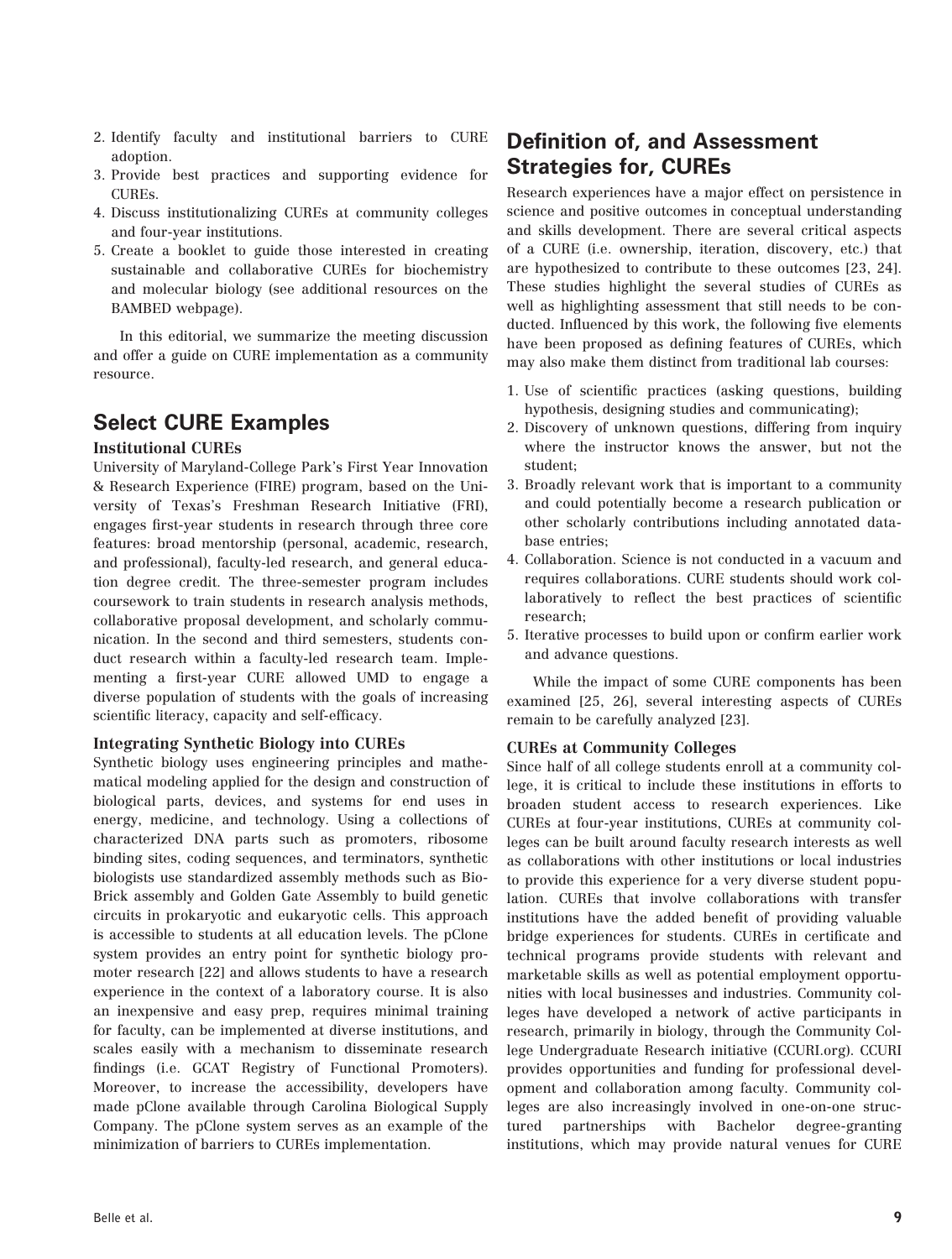2. Identify faculty and institutional barriers to CURE adoption.
3. Provide best practices and supporting evidence for CUREs.
4. Discuss institutionalizing CUREs at community colleges and four-year institutions.
5. Create a booklet to guide those interested in creating sustainable and collaborative CUREs for biochemistry and molecular biology (see additional resources on the BAMBED webpage).

In this editorial, we summarize the meeting discussion and offer a guide on CURE implementation as a community resource.

## Select CURE Examples

### Institutional CUREs

University of Maryland-College Park's First Year Innovation & Research Experience (FIRE) program, based on the University of Texas's Freshman Research Initiative (FRI), engages first-year students in research through three core features: broad mentorship (personal, academic, research, and professional), faculty-led research, and general education degree credit. The three-semester program includes coursework to train students in research analysis methods, collaborative proposal development, and scholarly communication. In the second and third semesters, students conduct research within a faculty-led research team. Implementing a first-year CURE allowed UMD to engage a diverse population of students with the goals of increasing scientific literacy, capacity and self-efficacy.

### Integrating Synthetic Biology into CUREs

Synthetic biology uses engineering principles and mathematical modeling applied for the design and construction of biological parts, devices, and systems for end uses in energy, medicine, and technology. Using a collections of characterized DNA parts such as promoters, ribosome binding sites, coding sequences, and terminators, synthetic biologists use standardized assembly methods such as BioBrick assembly and Golden Gate Assembly to build genetic circuits in prokaryotic and eukaryotic cells. This approach is accessible to students at all education levels. The pClone system provides an entry point for synthetic biology promoter research [22] and allows students to have a research experience in the context of a laboratory course. It is also an inexpensive and easy prep, requires minimal training for faculty, can be implemented at diverse institutions, and scales easily with a mechanism to disseminate research findings (i.e. GCAT Registry of Functional Promoters). Moreover, to increase the accessibility, developers have made pClone available through Carolina Biological Supply Company. The pClone system serves as an example of the minimization of barriers to CUREs implementation.

## Definition of, and Assessment Strategies for, CUREs

Research experiences have a major effect on persistence in science and positive outcomes in conceptual understanding and skills development. There are several critical aspects of a CURE (i.e. ownership, iteration, discovery, etc.) that are hypothesized to contribute to these outcomes [23, 24]. These studies highlight the several studies of CUREs as well as highlighting assessment that still needs to be conducted. Influenced by this work, the following five elements have been proposed as defining features of CUREs, which may also make them distinct from traditional lab courses:

1. Use of scientific practices (asking questions, building hypothesis, designing studies and communicating);
2. Discovery of unknown questions, differing from inquiry where the instructor knows the answer, but not the student;
3. Broadly relevant work that is important to a community and could potentially become a research publication or other scholarly contributions including annotated database entries;
4. Collaboration. Science is not conducted in a vacuum and requires collaborations. CURE students should work collaboratively to reflect the best practices of scientific research;
5. Iterative processes to build upon or confirm earlier work and advance questions.

While the impact of some CURE components has been examined [25, 26], several interesting aspects of CUREs remain to be carefully analyzed [23].

### CUREs at Community Colleges

Since half of all college students enroll at a community college, it is critical to include these institutions in efforts to broaden student access to research experiences. Like CUREs at four-year institutions, CUREs at community colleges can be built around faculty research interests as well as collaborations with other institutions or local industries to provide this experience for a very diverse student population. CUREs that involve collaborations with transfer institutions have the added benefit of providing valuable bridge experiences for students. CUREs in certificate and technical programs provide students with relevant and marketable skills as well as potential employment opportunities with local businesses and industries. Community colleges have developed a network of active participants in research, primarily in biology, through the Community College Undergraduate Research initiative (CCURI.org). CCURI provides opportunities and funding for professional development and collaboration among faculty. Community colleges are also increasingly involved in one-on-one structured partnerships with Bachelor degree-granting institutions, which may provide natural venues for CURE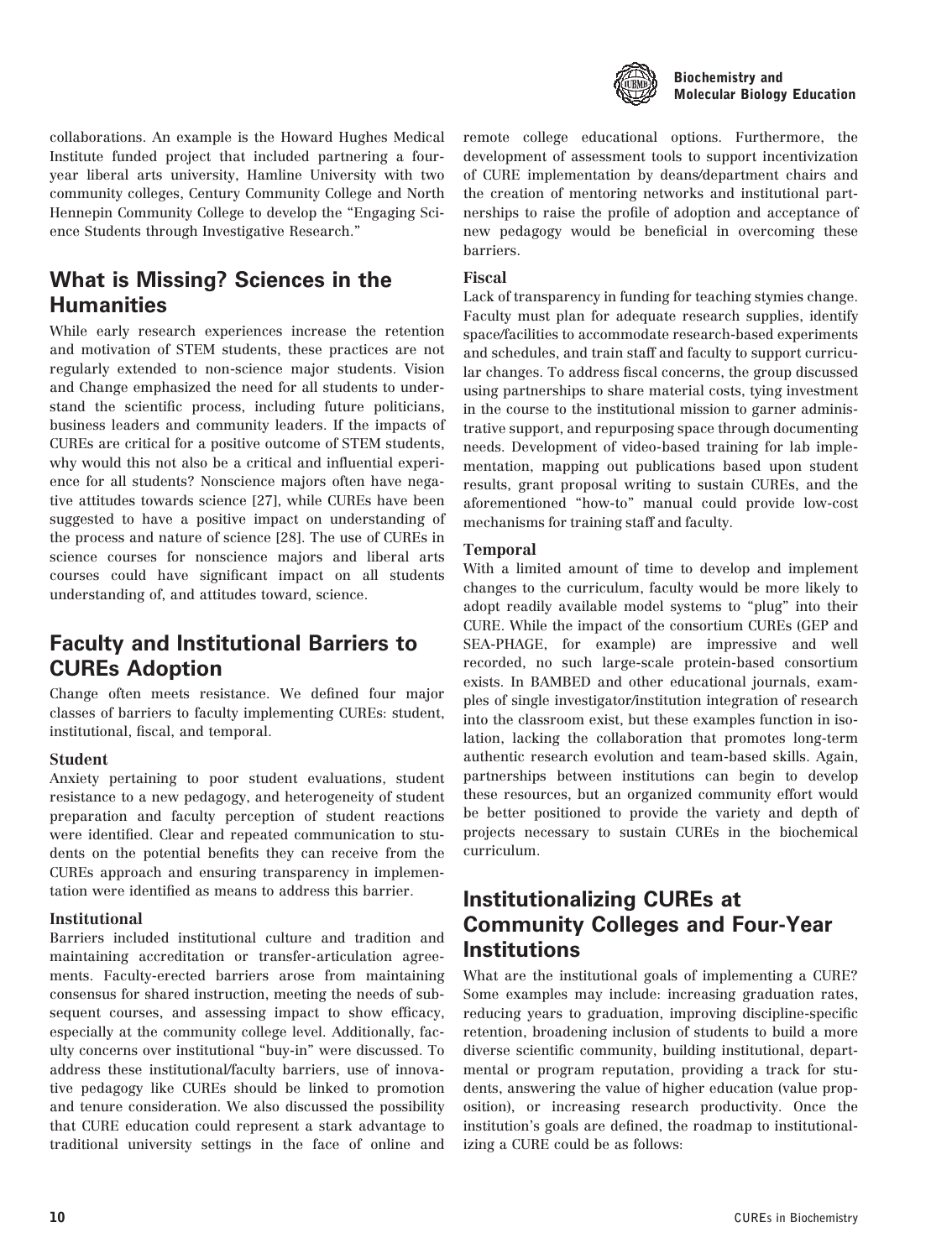collaborations. An example is the Howard Hughes Medical Institute funded project that included partnering a four-year liberal arts university, Hamline University with two community colleges, Century Community College and North Hennepin Community College to develop the "Engaging Science Students through Investigative Research."

## What is Missing? Sciences in the Humanities

While early research experiences increase the retention and motivation of STEM students, these practices are not regularly extended to non-science major students. Vision and Change emphasized the need for all students to understand the scientific process, including future politicians, business leaders and community leaders. If the impacts of CUREs are critical for a positive outcome of STEM students, why would this not also be a critical and influential experience for all students? Nonscience majors often have negative attitudes towards science [27], while CUREs have been suggested to have a positive impact on understanding of the process and nature of science [28]. The use of CUREs in science courses for nonscience majors and liberal arts courses could have significant impact on all students understanding of, and attitudes toward, science.

## Faculty and Institutional Barriers to CUREs Adoption

Change often meets resistance. We defined four major classes of barriers to faculty implementing CUREs: student, institutional, fiscal, and temporal.

### Student

Anxiety pertaining to poor student evaluations, student resistance to a new pedagogy, and heterogeneity of student preparation and faculty perception of student reactions were identified. Clear and repeated communication to students on the potential benefits they can receive from the CUREs approach and ensuring transparency in implementation were identified as means to address this barrier.

### Institutional

Barriers included institutional culture and tradition and maintaining accreditation or transfer-articulation agreements. Faculty-erected barriers arose from maintaining consensus for shared instruction, meeting the needs of subsequent courses, and assessing impact to show efficacy, especially at the community college level. Additionally, faculty concerns over institutional "buy-in" were discussed. To address these institutional/faculty barriers, use of innovative pedagogy like CUREs should be linked to promotion and tenure consideration. We also discussed the possibility that CURE education could represent a stark advantage to traditional university settings in the face of online and remote college educational options. Furthermore, the development of assessment tools to support incentivization of CURE implementation by deans/department chairs and the creation of mentoring networks and institutional partnerships to raise the profile of adoption and acceptance of new pedagogy would be beneficial in overcoming these barriers.

### Fiscal

Lack of transparency in funding for teaching stymies change. Faculty must plan for adequate research supplies, identify space/facilities to accommodate research-based experiments and schedules, and train staff and faculty to support curricular changes. To address fiscal concerns, the group discussed using partnerships to share material costs, tying investment in the course to the institutional mission to garner administrative support, and repurposing space through documenting needs. Development of video-based training for lab implementation, mapping out publications based upon student results, grant proposal writing to sustain CUREs, and the aforementioned "how-to" manual could provide low-cost mechanisms for training staff and faculty.

### Temporal

With a limited amount of time to develop and implement changes to the curriculum, faculty would be more likely to adopt readily available model systems to "plug" into their CURE. While the impact of the consortium CUREs (GEP and SEA-PHAGE, for example) are impressive and well recorded, no such large-scale protein-based consortium exists. In BAMBED and other educational journals, examples of single investigator/institution integration of research into the classroom exist, but these examples function in isolation, lacking the collaboration that promotes long-term authentic research evolution and team-based skills. Again, partnerships between institutions can begin to develop these resources, but an organized community effort would be better positioned to provide the variety and depth of projects necessary to sustain CUREs in the biochemical curriculum.

## Institutionalizing CUREs at Community Colleges and Four-Year Institutions

What are the institutional goals of implementing a CURE? Some examples may include: increasing graduation rates, reducing years to graduation, improving discipline-specific retention, broadening inclusion of students to build a more diverse scientific community, building institutional, departmental or program reputation, providing a track for students, answering the value of higher education (value proposition), or increasing research productivity. Once the institution's goals are defined, the roadmap to institutionalizing a CURE could be as follows: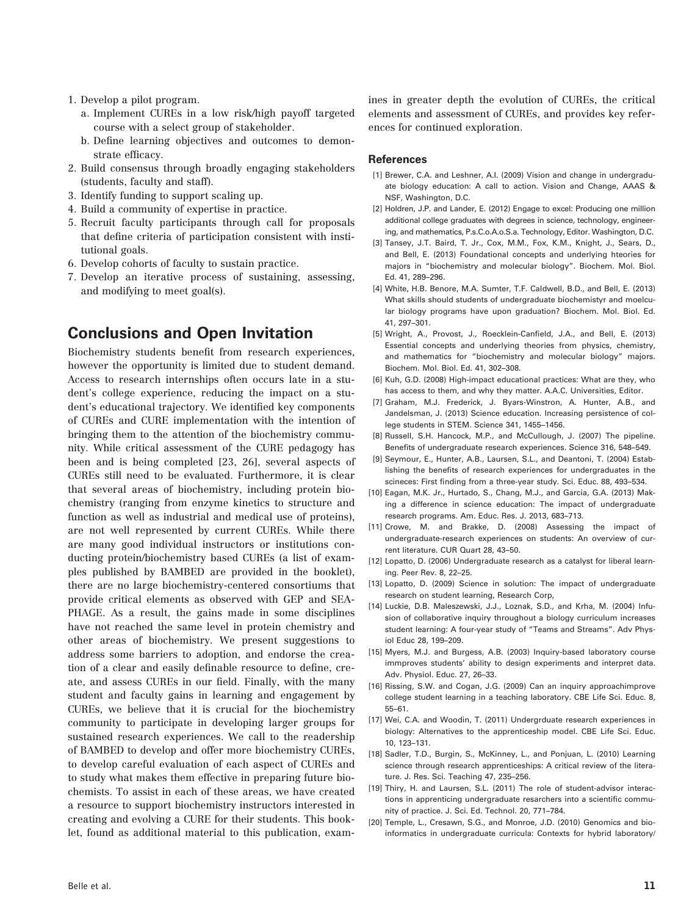1. Develop a pilot program.
   a. Implement CUREs in a low risk/high payoff targeted course with a select group of stakeholder.
   b. Define learning objectives and outcomes to demonstrate efficacy.
2. Build consensus through broadly engaging stakeholders (students, faculty and staff).
3. Identify funding to support scaling up.
4. Build a community of expertise in practice.
5. Recruit faculty participants through call for proposals that define criteria of participation consistent with institutional goals.
6. Develop cohorts of faculty to sustain practice.
7. Develop an iterative process of sustaining, assessing, and modifying to meet goal(s).

## Conclusions and Open Invitation

Biochemistry students benefit from research experiences, however the opportunity is limited due to student demand. Access to research internships often occurs late in a student's college experience, reducing the impact on a student's educational trajectory. We identified key components of CUREs and CURE implementation with the intention of bringing them to the attention of the biochemistry community. While critical assessment of the CURE pedagogy has been and is being completed [23, 26], several aspects of CUREs still need to be evaluated. Furthermore, it is clear that several areas of biochemistry, including protein biochemistry (ranging from enzyme kinetics to structure and function as well as industrial and medical use of proteins), are not well represented by current CUREs. While there are many good individual instructors or institutions conducting protein/biochemistry based CUREs (a list of examples published by BAMBED are provided in the booklet), there are no large biochemistry-centered consortiums that provide critical elements as observed with GEP and SEA-PHAGE. As a result, the gains made in some disciplines have not reached the same level in protein chemistry and other areas of biochemistry. We present suggestions to address some barriers to adoption, and endorse the creation of a clear and easily definable resource to define, create, and assess CUREs in our field. Finally, with the many student and faculty gains in learning and engagement by CUREs, we believe that it is crucial for the biochemistry community to participate in developing larger groups for sustained research experiences. We call to the readership of BAMBED to develop and offer more biochemistry CUREs, to develop careful evaluation of each aspect of CUREs and to study what makes them effective in preparing future biochemists. To assist in each of these areas, we have created a resource to support biochemistry instructors interested in creating and evolving a CURE for their students. This booklet, found as additional material to this publication, examines in greater depth the evolution of CUREs, the critical elements and assessment of CUREs, and provides key references for continued exploration.

### References

[1] Brewer, C.A. and Leshner, A.I. (2009) Vision and change in undergraduate biology education: A call to action. Vision and Change, AAAS & NSF, Washington, D.C.

[2] Holdren, J.P. and Lander, E. (2012) Engage to excel: Producing one million additional college graduates with degrees in science, technology, engineering, and mathematics, P.s.C.o.A.o.S.a. Technology, Editor. Washington, D.C.

[3] Tansey, J.T. Baird, T. Jr., Cox, M.M., Fox, K.M., Knight, J., Sears, D., and Bell, E. (2013) Foundational concepts and underlying hteories for majors in "biochemistry and molecular biology". Biochem. Mol. Biol. Ed. 41, 289–296.

[4] White, H.B. Benore, M.A. Sumter, T.F. Caldwell, B.D., and Bell, E. (2013) What skills should students of undergraduate biochemistyr and moelcular biology programs have upon graduation? Biochem. Mol. Biol. Ed. 41, 297–301.

[5] Wright, A., Provost, J., Roecklein-Canfield, J.A., and Bell, E. (2013) Essential concepts and underlying theories from physics, chemistry, and mathematics for "biochemistry and molecular biology" majors. Biochem. Mol. Biol. Ed. 41, 302–308.

[6] Kuh, G.D. (2008) High-impact educational practices: What are they, who has access to them, and why they matter. A.A.C. Universities, Editor.

[7] Graham, M.J. Frederick, J. Byars-Winstron, A. Hunter, A.B., and Jandelsman, J. (2013) Science education. Increasing persistence of college students in STEM. Science 341, 1455–1456.

[8] Russell, S.H. Hancock, M.P., and McCullough, J. (2007) The pipeline. Benefits of undergraduate research experiences. Science 316, 548–549.

[9] Seymour, E., Hunter, A.B., Laursen, S.L., and Deantoni, T. (2004) Establishing the benefits of research experiences for undergraduates in the scineces: First finding from a three-year study. Sci. Educ. 88, 493–534.

[10] Eagan, M.K. Jr., Hurtado, S., Chang, M.J., and Garcia, G.A. (2013) Making a difference in science education: The impact of undergraduate research programs. Am. Educ. Res. J. 2013, 683–713.

[11] Crowe, M. and Brakke, D. (2008) Assessing the impact of undergraduate-research experiences on students: An overview of current literature. CUR Quart 28, 43–50.

[12] Lopatto, D. (2006) Undergraduate research as a catalyst for liberal learning. Peer Rev. 8, 22–25.

[13] Lopatto, D. (2009) Science in solution: The impact of undergraduate research on student learning, Research Corp,

[14] Luckie, D.B. Maleszewski, J.J., Loznak, S.D., and Krha, M. (2004) Infusion of collaborative inquiry throughout a biology curriculum increases student learning: A four-year study of "Teams and Streams". Adv Physiol Educ 28, 199–209.

[15] Myers, M.J. and Burgess, A.B. (2003) Inquiry-based laboratory course immproves students' ability to design experiments and interpret data. Adv. Physiol. Educ. 27, 26–33.

[16] Rissing, S.W. and Cogan, J.G. (2009) Can an inquiry approachimprove college student learning in a teaching laboratory. CBE Life Sci. Educ. 8, 55–61.

[17] Wei, C.A. and Woodin, T. (2011) Undergrduate research experiences in biology: Alternatives to the apprenticeship model. CBE Life Sci. Educ. 10, 123–131.

[18] Sadler, T.D., Burgin, S., McKinney, L., and Ponjuan, L. (2010) Learning science through research apprenticeships: A critical review of the literature. J. Res. Sci. Teaching 47, 235–256.

[19] Thiry, H. and Laursen, S.L. (2011) The role of student-advisor interactions in apprenticing undergraduate resarchers into a scientific community of practice. J. Sci. Ed. Technol. 20, 771–784.

[20] Temple, L., Cresawn, S.G., and Monroe, J.D. (2010) Genomics and bioinformatics in undergraduate curricula: Contexts for hybrid laboratory/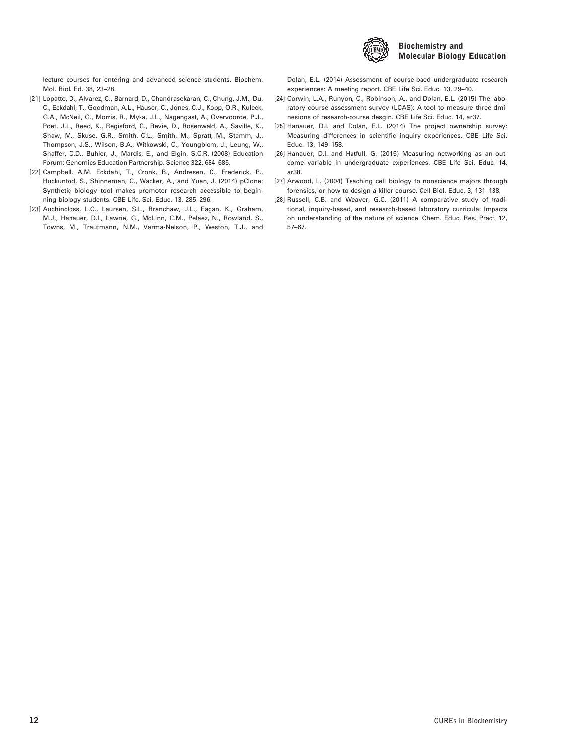lecture courses for entering and advanced science students. Biochem. Mol. Biol. Ed. 38, 23–28.

[21] Lopatto, D., Alvarez, C., Barnard, D., Chandrasekaran, C., Chung, J.M., Du, C., Eckdahl, T., Goodman, A.L., Hauser, C., Jones, C.J., Kopp, O.R., Kuleck, G.A., McNeil, G., Morris, R., Myka, J.L., Nagengast, A., Overvoorde, P.J., Poet, J.L., Reed, K., Regisford, G., Revie, D., Rosenwald, A., Saville, K., Shaw, M., Skuse, G.R., Smith, C.L., Smith, M., Spratt, M., Stamm, J., Thompson, J.S., Wilson, B.A., Witkowski, C., Youngblom, J., Leung, W., Shaffer, C.D., Buhler, J., Mardis, E., and Elgin, S.C.R. (2008) Education Forum: Genomics Education Partnership. Science 322, 684–685.

[22] Campbell, A.M. Eckdahl, T., Cronk, B., Andresen, C., Frederick, P., Huckuntod, S., Shinneman, C., Wacker, A., and Yuan, J. (2014) pClone: Synthetic biology tool makes promoter research accessible to beginning biology students. CBE Life. Sci. Educ. 13, 285–296.

[23] Auchincloss, L.C., Laursen, S.L., Branchaw, J.L., Eagan, K., Graham, M.J., Hanauer, D.I., Lawrie, G., McLinn, C.M., Pelaez, N., Rowland, S., Towns, M., Trautmann, N.M., Varma-Nelson, P., Weston, T.J., and Dolan, E.L. (2014) Assessment of course-baed undergraduate research experiences: A meeting report. CBE Life Sci. Educ. 13, 29–40.

[24] Corwin, L.A., Runyon, C., Robinson, A., and Dolan, E.L. (2015) The laboratory course assessment survey (LCAS): A tool to measure three dminesions of research-course desgin. CBE Life Sci. Educ. 14, ar37.

[25] Hanauer, D.I. and Dolan, E.L. (2014) The project ownership survey: Measuring differences in scientific inquiry experiences. CBE Life Sci. Educ. 13, 149–158.

[26] Hanauer, D.I. and Hatfull, G. (2015) Measuring networking as an outcome variable in undergraduate experiences. CBE Life Sci. Educ. 14, ar38.

[27] Arwood, L. (2004) Teaching cell biology to nonscience majors through forensics, or how to design a killer course. Cell Biol. Educ. 3, 131–138.

[28] Russell, C.B. and Weaver, G.C. (2011) A comparative study of traditional, inquiry-based, and research-based laboratory curricula: Impacts on understanding of the nature of science. Chem. Educ. Res. Pract. 12, 57–67.